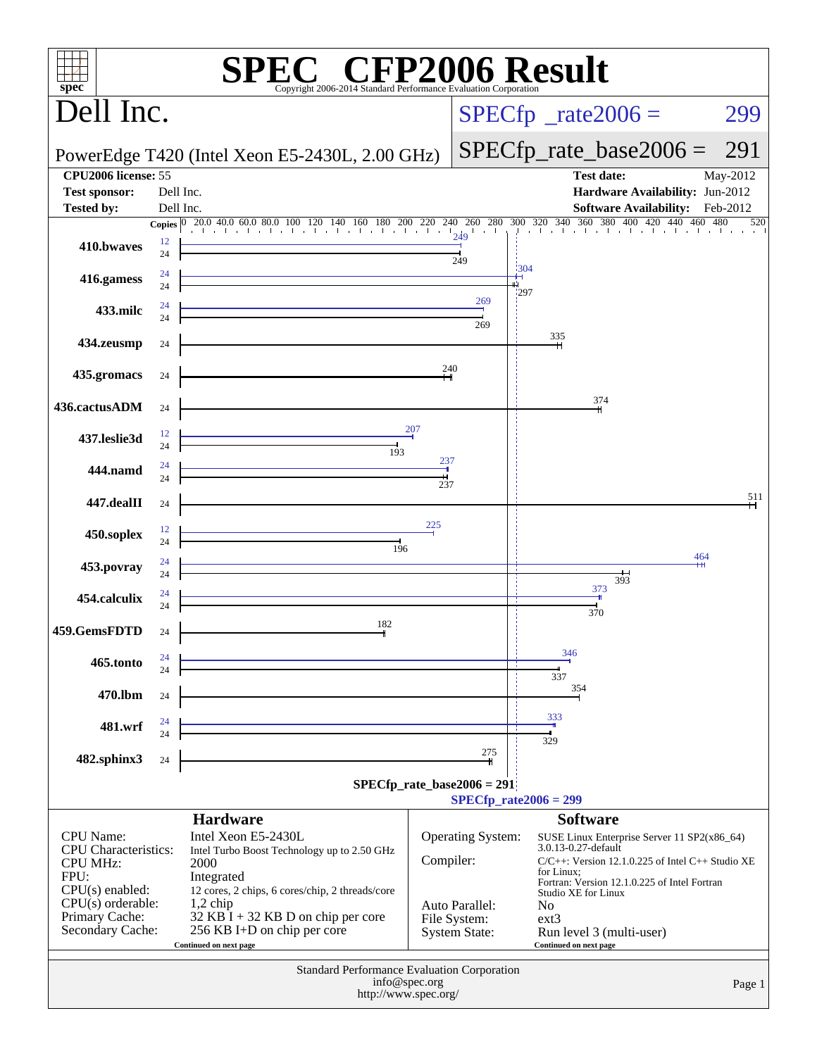# SPEC CFP2006 Result

Copyright 2006-2014 Standard Performance Evaluation Corporation

## Dell Inc.

PowerEdge T420 (Intel Xeon E5-2430L, 2.00 GHz)

SPECfp_rate2006 = 299

SPECfp_rate_base2006 = 291

| | | | |
|---|---|---|---|
| **CPU2006 license:** 55 | | **Test date:** | May-2012 |
| **Test sponsor:** | Dell Inc. | **Hardware Availability:** | Jun-2012 |
| **Tested by:** | Dell Inc. | **Software Availability:** | Feb-2012 |

| Benchmark | Copies (peak) | Peak | Copies (base) | Base |
|---|---|---|---|---|
| 410.bwaves | 12 | 249 | 24 | 249 |
| 416.gamess | 24 | 304 | 24 | 297 |
| 433.milc | 24 | 269 | 24 | 269 |
| 434.zeusmp | | | 24 | 335 |
| 435.gromacs | | | 24 | 240 |
| 436.cactusADM | | | 24 | 374 |
| 437.leslie3d | 12 | 207 | 24 | 193 |
| 444.namd | 24 | 237 | 24 | 237 |
| 447.dealII | | | 24 | 511 |
| 450.soplex | 12 | 225 | 24 | 196 |
| 453.povray | 24 | 464 | 24 | 393 |
| 454.calculix | 24 | 373 | 24 | 370 |
| 459.GemsFDTD | | | 24 | 182 |
| 465.tonto | 24 | 346 | 24 | 337 |
| 470.lbm | | | 24 | 354 |
| 481.wrf | 24 | 333 | 24 | 329 |
| 482.sphinx3 | | | 24 | 275 |

SPECfp_rate_base2006 = 291

SPECfp_rate2006 = 299

## Hardware

| | |
|---|---|
| CPU Name: | Intel Xeon E5-2430L |
| CPU Characteristics: | Intel Turbo Boost Technology up to 2.50 GHz |
| CPU MHz: | 2000 |
| FPU: | Integrated |
| CPU(s) enabled: | 12 cores, 2 chips, 6 cores/chip, 2 threads/core |
| CPU(s) orderable: | 1,2 chip |
| Primary Cache: | 32 KB I + 32 KB D on chip per core |
| Secondary Cache: | 256 KB I+D on chip per core |

Continued on next page

## Software

| | |
|---|---|
| Operating System: | SUSE Linux Enterprise Server 11 SP2(x86_64) 3.0.13-0.27-default |
| Compiler: | C/C++: Version 12.1.0.225 of Intel C++ Studio XE for Linux; Fortran: Version 12.1.0.225 of Intel Fortran Studio XE for Linux |
| Auto Parallel: | No |
| File System: | ext3 |
| System State: | Run level 3 (multi-user) |

Continued on next page

Standard Performance Evaluation Corporation
info@spec.org
http://www.spec.org/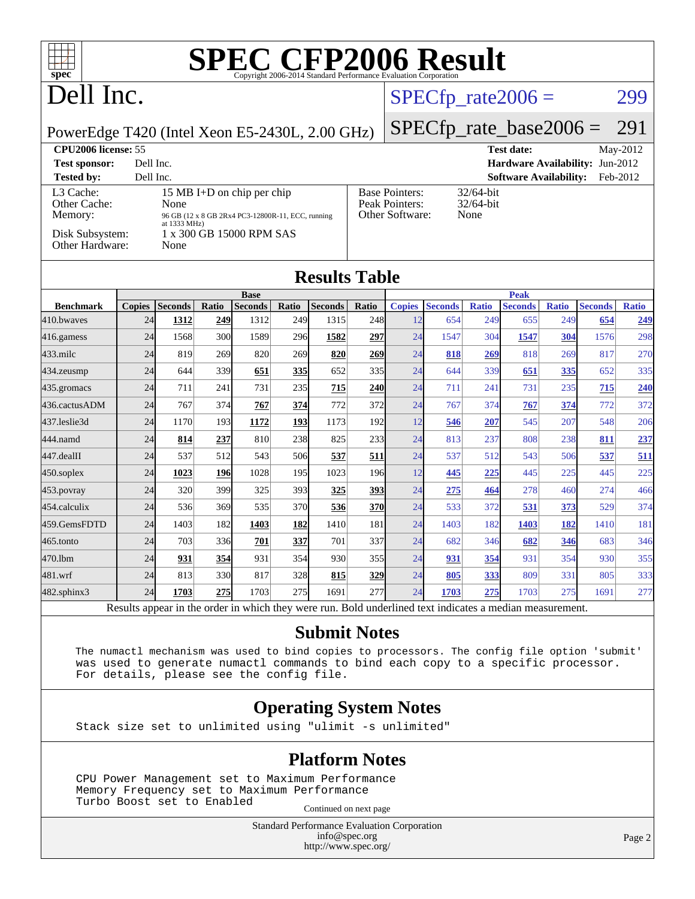# SPEC CFP2006 Result

Copyright 2006-2014 Standard Performance Evaluation Corporation

# Dell Inc.

PowerEdge T420 (Intel Xeon E5-2430L, 2.00 GHz)

SPECfp_rate2006 = 299

SPECfp_rate_base2006 = 291

| | | | |
|---|---|---|---|
| **CPU2006 license:** 55 | | **Test date:** | May-2012 |
| **Test sponsor:** | Dell Inc. | **Hardware Availability:** | Jun-2012 |
| **Tested by:** | Dell Inc. | **Software Availability:** | Feb-2012 |

| | | | |
|---|---|---|---|
| L3 Cache: | 15 MB I+D on chip per chip | Base Pointers: | 32/64-bit |
| Other Cache: | None | Peak Pointers: | 32/64-bit |
| Memory: | 96 GB (12 x 8 GB 2Rx4 PC3-12800R-11, ECC, running at 1333 MHz) | Other Software: | None |
| Disk Subsystem: | 1 x 300 GB 15000 RPM SAS | | |
| Other Hardware: | None | | |

## Results Table

| | Base | | | | | | | Peak | | | | | | |
|---|---|---|---|---|---|---|---|---|---|---|---|---|---|---|
| **Benchmark** | **Copies** | **Seconds** | **Ratio** | **Seconds** | **Ratio** | **Seconds** | **Ratio** | **Copies** | **Seconds** | **Ratio** | **Seconds** | **Ratio** | **Seconds** | **Ratio** |
| 410.bwaves | 24 | **1312** | **249** | 1312 | 249 | 1315 | 248 | 12 | 654 | 249 | 655 | 249 | **654** | **249** |
| 416.gamess | 24 | 1568 | 300 | 1589 | 296 | **1582** | **297** | 24 | 1547 | 304 | **1547** | **304** | 1576 | 298 |
| 433.milc | 24 | 819 | 269 | 820 | 269 | **820** | **269** | 24 | **818** | **269** | 818 | 269 | 817 | 270 |
| 434.zeusmp | 24 | 644 | 339 | **651** | **335** | 652 | 335 | 24 | 644 | 339 | **651** | **335** | 652 | 335 |
| 435.gromacs | 24 | 711 | 241 | 731 | 235 | **715** | **240** | 24 | 711 | 241 | 731 | 235 | **715** | **240** |
| 436.cactusADM | 24 | 767 | 374 | **767** | **374** | 772 | 372 | 24 | 767 | 374 | **767** | **374** | 772 | 372 |
| 437.leslie3d | 24 | 1170 | 193 | **1172** | **193** | 1173 | 192 | 12 | **546** | **207** | 545 | 207 | 548 | 206 |
| 444.namd | 24 | **814** | **237** | 810 | 238 | 825 | 233 | 24 | 813 | 237 | 808 | 238 | **811** | **237** |
| 447.dealII | 24 | 537 | 512 | 543 | 506 | **537** | **511** | 24 | 537 | 512 | 543 | 506 | **537** | **511** |
| 450.soplex | 24 | **1023** | **196** | 1028 | 195 | 1023 | 196 | 12 | **445** | **225** | 445 | 225 | 445 | 225 |
| 453.povray | 24 | 320 | 399 | 325 | 393 | **325** | **393** | 24 | **275** | **464** | 278 | 460 | 274 | 466 |
| 454.calculix | 24 | 536 | 369 | 535 | 370 | **536** | **370** | 24 | 533 | 372 | **531** | **373** | 529 | 374 |
| 459.GemsFDTD | 24 | 1403 | 182 | **1403** | **182** | 1410 | 181 | 24 | 1403 | 182 | **1403** | **182** | 1410 | 181 |
| 465.tonto | 24 | 703 | 336 | **701** | **337** | 701 | 337 | 24 | 682 | 346 | **682** | **346** | 683 | 346 |
| 470.lbm | 24 | **931** | **354** | 931 | 354 | 930 | 355 | 24 | **931** | **354** | 931 | 354 | 930 | 355 |
| 481.wrf | 24 | 813 | 330 | 817 | 328 | **815** | **329** | 24 | **805** | **333** | 809 | 331 | 805 | 333 |
| 482.sphinx3 | 24 | **1703** | **275** | 1703 | 275 | 1691 | 277 | 24 | **1703** | **275** | 1703 | 275 | 1691 | 277 |

Results appear in the order in which they were run. Bold underlined text indicates a median measurement.

## Submit Notes

The numactl mechanism was used to bind copies to processors. The config file option 'submit' was used to generate numactl commands to bind each copy to a specific processor. For details, please see the config file.

## Operating System Notes

Stack size set to unlimited using "ulimit -s unlimited"

## Platform Notes

CPU Power Management set to Maximum Performance
Memory Frequency set to Maximum Performance
Turbo Boost set to Enabled

Continued on next page

Standard Performance Evaluation Corporation
info@spec.org
http://www.spec.org/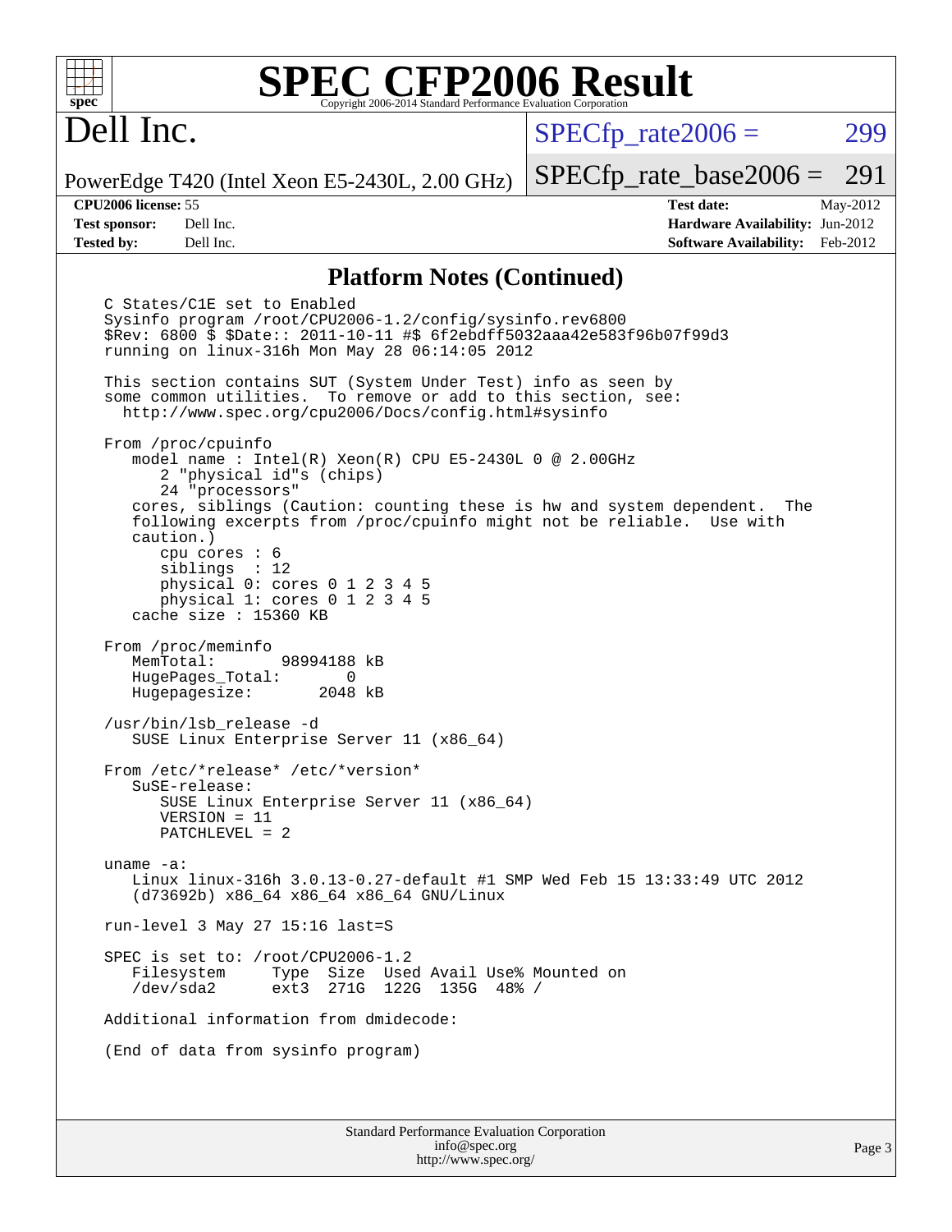# SPEC CFP2006 Result

Copyright 2006-2014 Standard Performance Evaluation Corporation

## Dell Inc.

PowerEdge T420 (Intel Xeon E5-2430L, 2.00 GHz)

SPECfp_rate2006 = 299

SPECfp_rate_base2006 = 291

**CPU2006 license:** 55
**Test sponsor:** Dell Inc.
**Tested by:** Dell Inc.

**Test date:** May-2012
**Hardware Availability:** Jun-2012
**Software Availability:** Feb-2012

### Platform Notes (Continued)

```
C States/C1E set to Enabled
Sysinfo program /root/CPU2006-1.2/config/sysinfo.rev6800
$Rev: 6800 $ $Date:: 2011-10-11 #$ 6f2ebdff5032aaa42e583f96b07f99d3
running on linux-316h Mon May 28 06:14:05 2012

This section contains SUT (System Under Test) info as seen by
some common utilities.  To remove or add to this section, see:
  http://www.spec.org/cpu2006/Docs/config.html#sysinfo

From /proc/cpuinfo
   model name : Intel(R) Xeon(R) CPU E5-2430L 0 @ 2.00GHz
      2 "physical id"s (chips)
      24 "processors"
   cores, siblings (Caution: counting these is hw and system dependent.  The
   following excerpts from /proc/cpuinfo might not be reliable.  Use with
   caution.)
      cpu cores : 6
      siblings  : 12
      physical 0: cores 0 1 2 3 4 5
      physical 1: cores 0 1 2 3 4 5
   cache size : 15360 KB

From /proc/meminfo
   MemTotal:       98994188 kB
   HugePages_Total:       0
   Hugepagesize:       2048 kB

/usr/bin/lsb_release -d
   SUSE Linux Enterprise Server 11 (x86_64)

From /etc/*release* /etc/*version*
   SuSE-release:
      SUSE Linux Enterprise Server 11 (x86_64)
      VERSION = 11
      PATCHLEVEL = 2

uname -a:
   Linux linux-316h 3.0.13-0.27-default #1 SMP Wed Feb 15 13:33:49 UTC 2012
   (d73692b) x86_64 x86_64 x86_64 GNU/Linux

run-level 3 May 27 15:16 last=S

SPEC is set to: /root/CPU2006-1.2
   Filesystem     Type  Size  Used Avail Use% Mounted on
   /dev/sda2      ext3  271G  122G  135G  48% /

Additional information from dmidecode:

(End of data from sysinfo program)
```

Standard Performance Evaluation Corporation
info@spec.org
http://www.spec.org/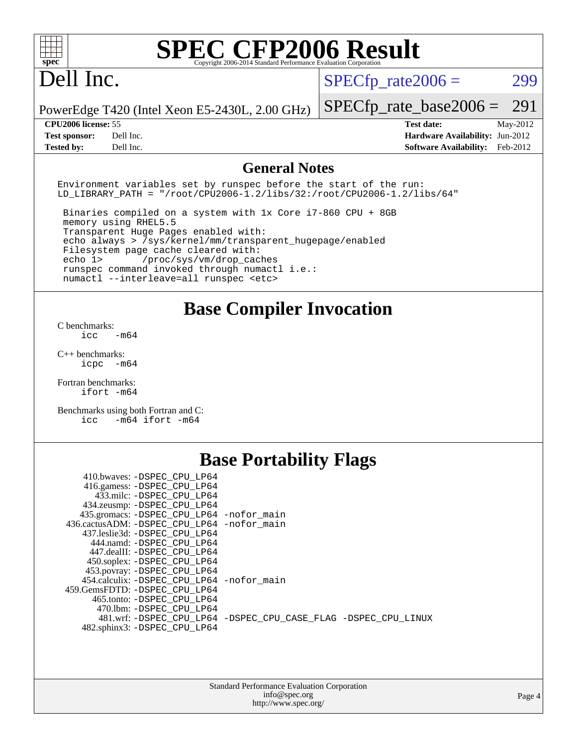# SPEC CFP2006 Result

Copyright 2006-2014 Standard Performance Evaluation Corporation

## Dell Inc.

PowerEdge T420 (Intel Xeon E5-2430L, 2.00 GHz)

SPECfp_rate2006 = 299

SPECfp_rate_base2006 = 291

| | | | |
|---|---|---|---|
| **CPU2006 license:** 55 | | **Test date:** | May-2012 |
| **Test sponsor:** | Dell Inc. | **Hardware Availability:** | Jun-2012 |
| **Tested by:** | Dell Inc. | **Software Availability:** | Feb-2012 |

## General Notes

```
Environment variables set by runspec before the start of the run:
LD_LIBRARY_PATH = "/root/CPU2006-1.2/libs/32:/root/CPU2006-1.2/libs/64"

 Binaries compiled on a system with 1x Core i7-860 CPU + 8GB
 memory using RHEL5.5
 Transparent Huge Pages enabled with:
 echo always > /sys/kernel/mm/transparent_hugepage/enabled
 Filesystem page cache cleared with:
 echo 1>       /proc/sys/vm/drop_caches
 runspec command invoked through numactl i.e.:
 numactl --interleave=all runspec <etc>
```

## Base Compiler Invocation

C benchmarks:
`icc -m64`

C++ benchmarks:
`icpc -m64`

Fortran benchmarks:
`ifort -m64`

Benchmarks using both Fortran and C:
`icc -m64 ifort -m64`

## Base Portability Flags

```
    410.bwaves: -DSPEC_CPU_LP64
    416.gamess: -DSPEC_CPU_LP64
      433.milc: -DSPEC_CPU_LP64
    434.zeusmp: -DSPEC_CPU_LP64
   435.gromacs: -DSPEC_CPU_LP64 -nofor_main
  436.cactusADM: -DSPEC_CPU_LP64 -nofor_main
   437.leslie3d: -DSPEC_CPU_LP64
     444.namd: -DSPEC_CPU_LP64
    447.dealII: -DSPEC_CPU_LP64
    450.soplex: -DSPEC_CPU_LP64
    453.povray: -DSPEC_CPU_LP64
  454.calculix: -DSPEC_CPU_LP64 -nofor_main
  459.GemsFDTD: -DSPEC_CPU_LP64
     465.tonto: -DSPEC_CPU_LP64
      470.lbm: -DSPEC_CPU_LP64
      481.wrf: -DSPEC_CPU_LP64 -DSPEC_CPU_CASE_FLAG -DSPEC_CPU_LINUX
   482.sphinx3: -DSPEC_CPU_LP64
```

Standard Performance Evaluation Corporation
info@spec.org
http://www.spec.org/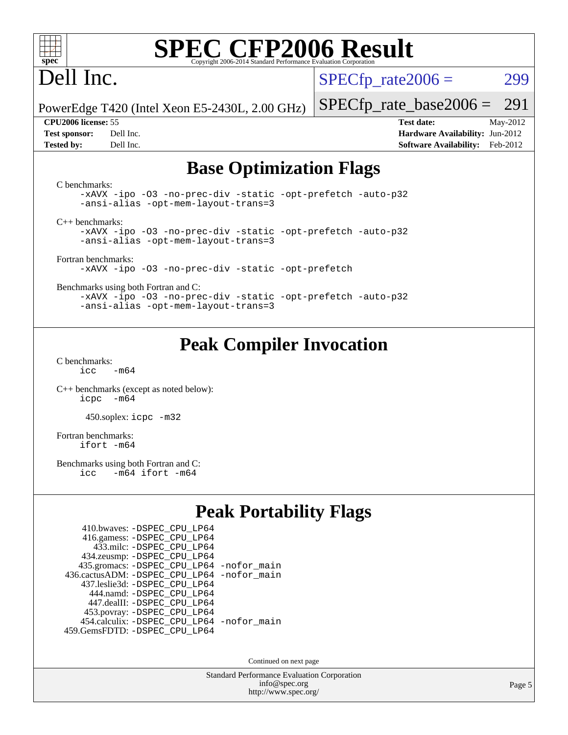# SPEC CFP2006 Result

Copyright 2006-2014 Standard Performance Evaluation Corporation

# Dell Inc.

PowerEdge T420 (Intel Xeon E5-2430L, 2.00 GHz)

SPECfp_rate2006 = 299

SPECfp_rate_base2006 = 291

| | | | |
|---|---|---|---|
| **CPU2006 license:** 55 | | **Test date:** | May-2012 |
| **Test sponsor:** | Dell Inc. | **Hardware Availability:** | Jun-2012 |
| **Tested by:** | Dell Inc. | **Software Availability:** | Feb-2012 |

## Base Optimization Flags

C benchmarks:

```
-xAVX -ipo -O3 -no-prec-div -static -opt-prefetch -auto-p32
-ansi-alias -opt-mem-layout-trans=3
```

C++ benchmarks:

```
-xAVX -ipo -O3 -no-prec-div -static -opt-prefetch -auto-p32
-ansi-alias -opt-mem-layout-trans=3
```

Fortran benchmarks:

```
-xAVX -ipo -O3 -no-prec-div -static -opt-prefetch
```

Benchmarks using both Fortran and C:

```
-xAVX -ipo -O3 -no-prec-div -static -opt-prefetch -auto-p32
-ansi-alias -opt-mem-layout-trans=3
```

## Peak Compiler Invocation

C benchmarks:

```
icc   -m64
```

C++ benchmarks (except as noted below):

```
icpc  -m64
```

450.soplex: `icpc -m32`

Fortran benchmarks:

```
ifort -m64
```

Benchmarks using both Fortran and C:

```
icc   -m64 ifort -m64
```

## Peak Portability Flags

410.bwaves: -DSPEC_CPU_LP64
416.gamess: -DSPEC_CPU_LP64
433.milc: -DSPEC_CPU_LP64
434.zeusmp: -DSPEC_CPU_LP64
435.gromacs: -DSPEC_CPU_LP64 -nofor_main
436.cactusADM: -DSPEC_CPU_LP64 -nofor_main
437.leslie3d: -DSPEC_CPU_LP64
444.namd: -DSPEC_CPU_LP64
447.dealII: -DSPEC_CPU_LP64
453.povray: -DSPEC_CPU_LP64
454.calculix: -DSPEC_CPU_LP64 -nofor_main
459.GemsFDTD: -DSPEC_CPU_LP64

Continued on next page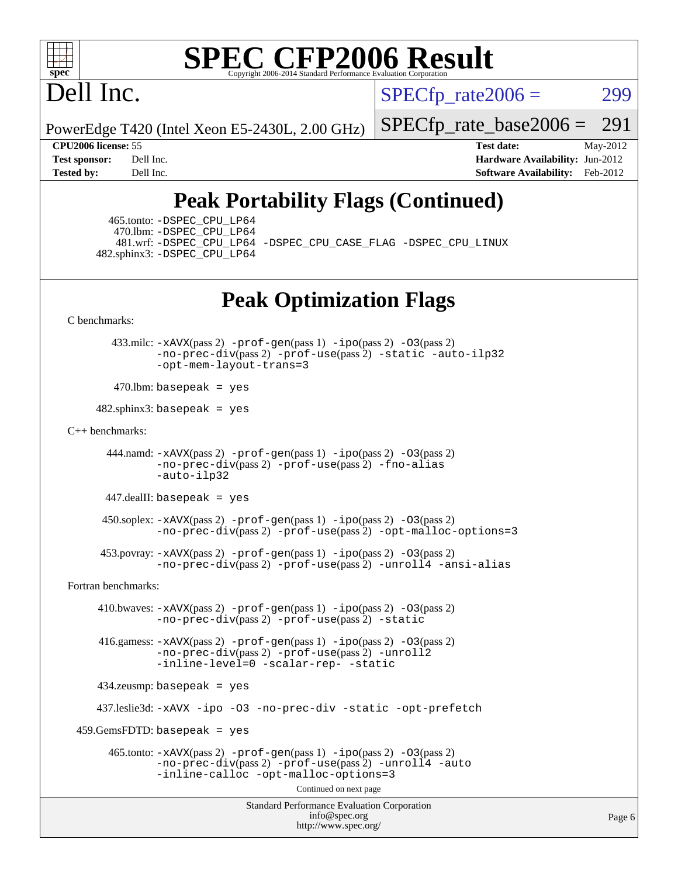# Peak Portability Flags (Continued)

465.tonto: -DSPEC_CPU_LP64
470.lbm: -DSPEC_CPU_LP64
481.wrf: -DSPEC_CPU_LP64 -DSPEC_CPU_CASE_FLAG -DSPEC_CPU_LINUX
482.sphinx3: -DSPEC_CPU_LP64

# Peak Optimization Flags

C benchmarks:

433.milc: -xAVX(pass 2) -prof-gen(pass 1) -ipo(pass 2) -O3(pass 2) -no-prec-div(pass 2) -prof-use(pass 2) -static -auto-ilp32 -opt-mem-layout-trans=3

470.lbm: basepeak = yes

482.sphinx3: basepeak = yes

C++ benchmarks:

444.namd: -xAVX(pass 2) -prof-gen(pass 1) -ipo(pass 2) -O3(pass 2) -no-prec-div(pass 2) -prof-use(pass 2) -fno-alias -auto-ilp32

447.dealII: basepeak = yes

450.soplex: -xAVX(pass 2) -prof-gen(pass 1) -ipo(pass 2) -O3(pass 2) -no-prec-div(pass 2) -prof-use(pass 2) -opt-malloc-options=3

453.povray: -xAVX(pass 2) -prof-gen(pass 1) -ipo(pass 2) -O3(pass 2) -no-prec-div(pass 2) -prof-use(pass 2) -unroll4 -ansi-alias

Fortran benchmarks:

410.bwaves: -xAVX(pass 2) -prof-gen(pass 1) -ipo(pass 2) -O3(pass 2) -no-prec-div(pass 2) -prof-use(pass 2) -static

416.gamess: -xAVX(pass 2) -prof-gen(pass 1) -ipo(pass 2) -O3(pass 2) -no-prec-div(pass 2) -prof-use(pass 2) -unroll2 -inline-level=0 -scalar-rep- -static

434.zeusmp: basepeak = yes

437.leslie3d: -xAVX -ipo -O3 -no-prec-div -static -opt-prefetch

459.GemsFDTD: basepeak = yes

465.tonto: -xAVX(pass 2) -prof-gen(pass 1) -ipo(pass 2) -O3(pass 2) -no-prec-div(pass 2) -prof-use(pass 2) -unroll4 -auto -inline-calloc -opt-malloc-options=3

Continued on next page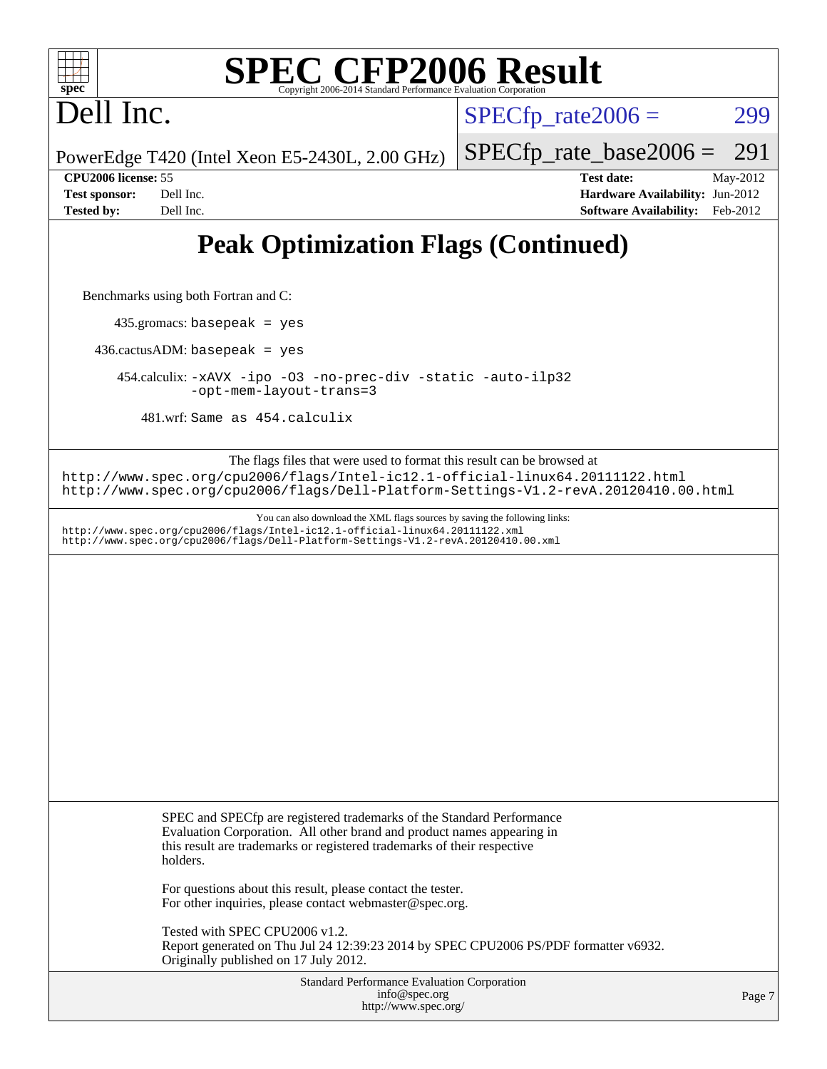# SPEC CFP2006 Result

Copyright 2006-2014 Standard Performance Evaluation Corporation

Dell Inc.

PowerEdge T420 (Intel Xeon E5-2430L, 2.00 GHz)

SPECfp_rate2006 = 299

SPECfp_rate_base2006 = 291

**CPU2006 license:** 55
**Test sponsor:** Dell Inc.
**Tested by:** Dell Inc.

**Test date:** May-2012
**Hardware Availability:** Jun-2012
**Software Availability:** Feb-2012

## Peak Optimization Flags (Continued)

Benchmarks using both Fortran and C:

435.gromacs: `basepeak = yes`

436.cactusADM: `basepeak = yes`

454.calculix: `-xAVX -ipo -O3 -no-prec-div -static -auto-ilp32 -opt-mem-layout-trans=3`

481.wrf: `Same as 454.calculix`

The flags files that were used to format this result can be browsed at
http://www.spec.org/cpu2006/flags/Intel-ic12.1-official-linux64.20111122.html
http://www.spec.org/cpu2006/flags/Dell-Platform-Settings-V1.2-revA.20120410.00.html

You can also download the XML flags sources by saving the following links:
http://www.spec.org/cpu2006/flags/Intel-ic12.1-official-linux64.20111122.xml
http://www.spec.org/cpu2006/flags/Dell-Platform-Settings-V1.2-revA.20120410.00.xml

SPEC and SPECfp are registered trademarks of the Standard Performance Evaluation Corporation. All other brand and product names appearing in this result are trademarks or registered trademarks of their respective holders.

For questions about this result, please contact the tester.
For other inquiries, please contact webmaster@spec.org.

Tested with SPEC CPU2006 v1.2.
Report generated on Thu Jul 24 12:39:23 2014 by SPEC CPU2006 PS/PDF formatter v6932.
Originally published on 17 July 2012.

Standard Performance Evaluation Corporation
info@spec.org
http://www.spec.org/